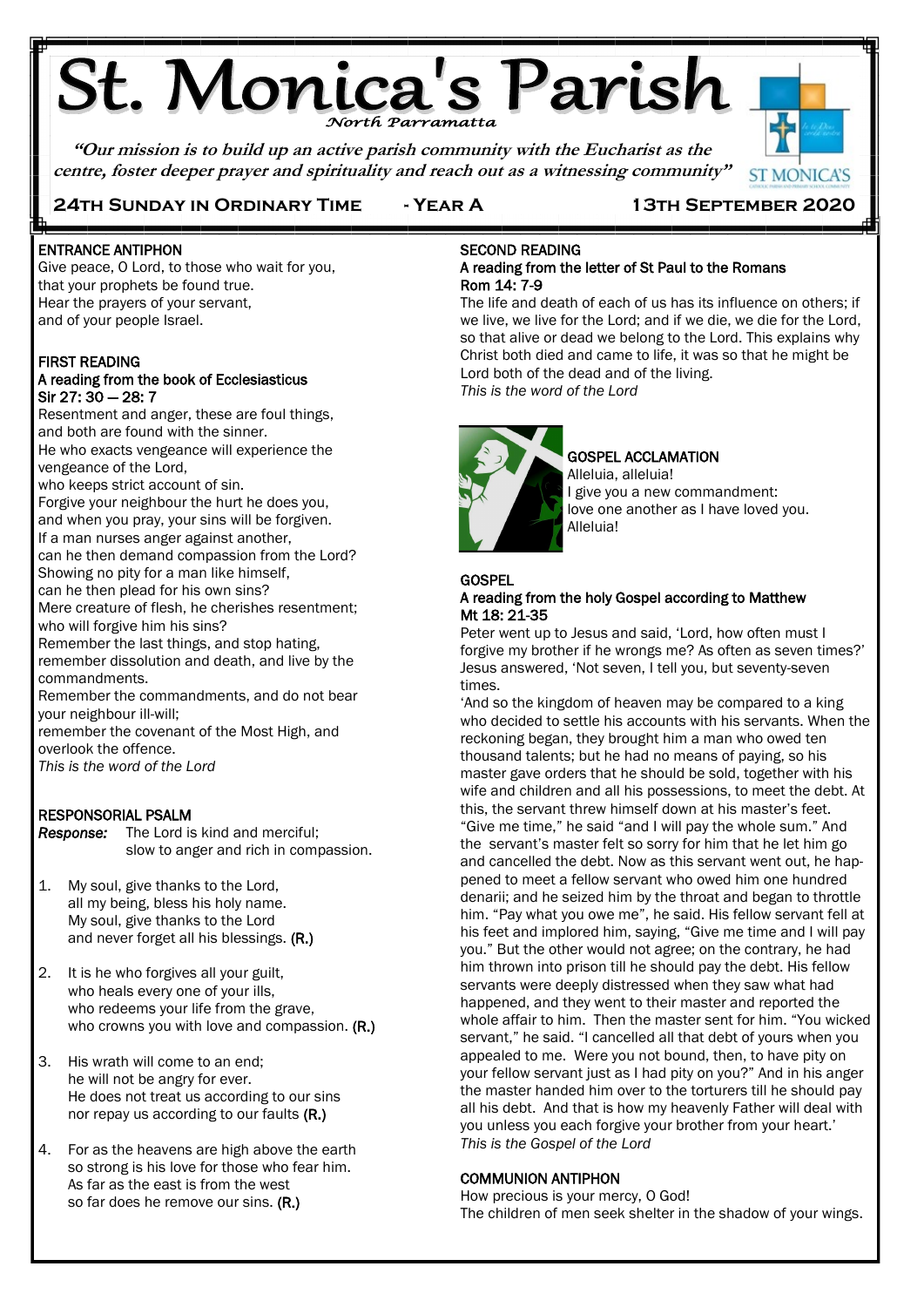# St. Monica's Parish

*North Parramatta*

*"Our mission is to build up an active parish community with the Eucharist as the centre, foster deeper prayer and spirituality and reach out as a witnessing community"*

ST MONICA'S

**24TH SUNDAY IN ORDINARY TIME - YEAR A 13TH SEPTEMBER 2020**

## ENTRANCE ANTIPHON

Give peace, O Lord, to those who wait for you,
that your prophets be found true.
Hear the prayers of your servant,
and of your people Israel.

## FIRST READING

**A reading from the book of Ecclesiasticus**
**Sir 27: 30 — 28: 7**

Resentment and anger, these are foul things,
and both are found with the sinner.
He who exacts vengeance will experience the vengeance of the Lord,
who keeps strict account of sin.
Forgive your neighbour the hurt he does you,
and when you pray, your sins will be forgiven.
If a man nurses anger against another,
can he then demand compassion from the Lord?
Showing no pity for a man like himself,
can he then plead for his own sins?
Mere creature of flesh, he cherishes resentment;
who will forgive him his sins?
Remember the last things, and stop hating,
remember dissolution and death, and live by the commandments.
Remember the commandments, and do not bear your neighbour ill-will;
remember the covenant of the Most High, and overlook the offence.
*This is the word of the Lord*

## RESPONSORIAL PSALM

***Response:*** The Lord is kind and merciful;
slow to anger and rich in compassion.

1. My soul, give thanks to the Lord,
all my being, bless his holy name.
My soul, give thanks to the Lord
and never forget all his blessings. **(R.)**

2. It is he who forgives all your guilt,
who heals every one of your ills,
who redeems your life from the grave,
who crowns you with love and compassion. **(R.)**

3. His wrath will come to an end;
he will not be angry for ever.
He does not treat us according to our sins
nor repay us according to our faults **(R.)**

4. For as the heavens are high above the earth
so strong is his love for those who fear him.
As far as the east is from the west
so far does he remove our sins. **(R.)**

## SECOND READING

**A reading from the letter of St Paul to the Romans**
**Rom 14: 7-9**

The life and death of each of us has its influence on others; if we live, we live for the Lord; and if we die, we die for the Lord, so that alive or dead we belong to the Lord. This explains why Christ both died and came to life, it was so that he might be Lord both of the dead and of the living.
*This is the word of the Lord*

## GOSPEL ACCLAMATION

Alleluia, alleluia!
I give you a new commandment:
love one another as I have loved you.
Alleluia!

## GOSPEL

**A reading from the holy Gospel according to Matthew**
**Mt 18: 21-35**

Peter went up to Jesus and said, 'Lord, how often must I forgive my brother if he wrongs me? As often as seven times?' Jesus answered, 'Not seven, I tell you, but seventy-seven times.

'And so the kingdom of heaven may be compared to a king who decided to settle his accounts with his servants. When the reckoning began, they brought him a man who owed ten thousand talents; but he had no means of paying, so his master gave orders that he should be sold, together with his wife and children and all his possessions, to meet the debt. At this, the servant threw himself down at his master's feet. "Give me time," he said "and I will pay the whole sum." And the servant's master felt so sorry for him that he let him go and cancelled the debt. Now as this servant went out, he happened to meet a fellow servant who owed him one hundred denarii; and he seized him by the throat and began to throttle him. "Pay what you owe me", he said. His fellow servant fell at his feet and implored him, saying, "Give me time and I will pay you." But the other would not agree; on the contrary, he had him thrown into prison till he should pay the debt. His fellow servants were deeply distressed when they saw what had happened, and they went to their master and reported the whole affair to him. Then the master sent for him. "You wicked servant," he said. "I cancelled all that debt of yours when you appealed to me. Were you not bound, then, to have pity on your fellow servant just as I had pity on you?" And in his anger the master handed him over to the torturers till he should pay all his debt. And that is how my heavenly Father will deal with you unless you each forgive your brother from your heart.'
*This is the Gospel of the Lord*

## COMMUNION ANTIPHON

How precious is your mercy, O God!
The children of men seek shelter in the shadow of your wings.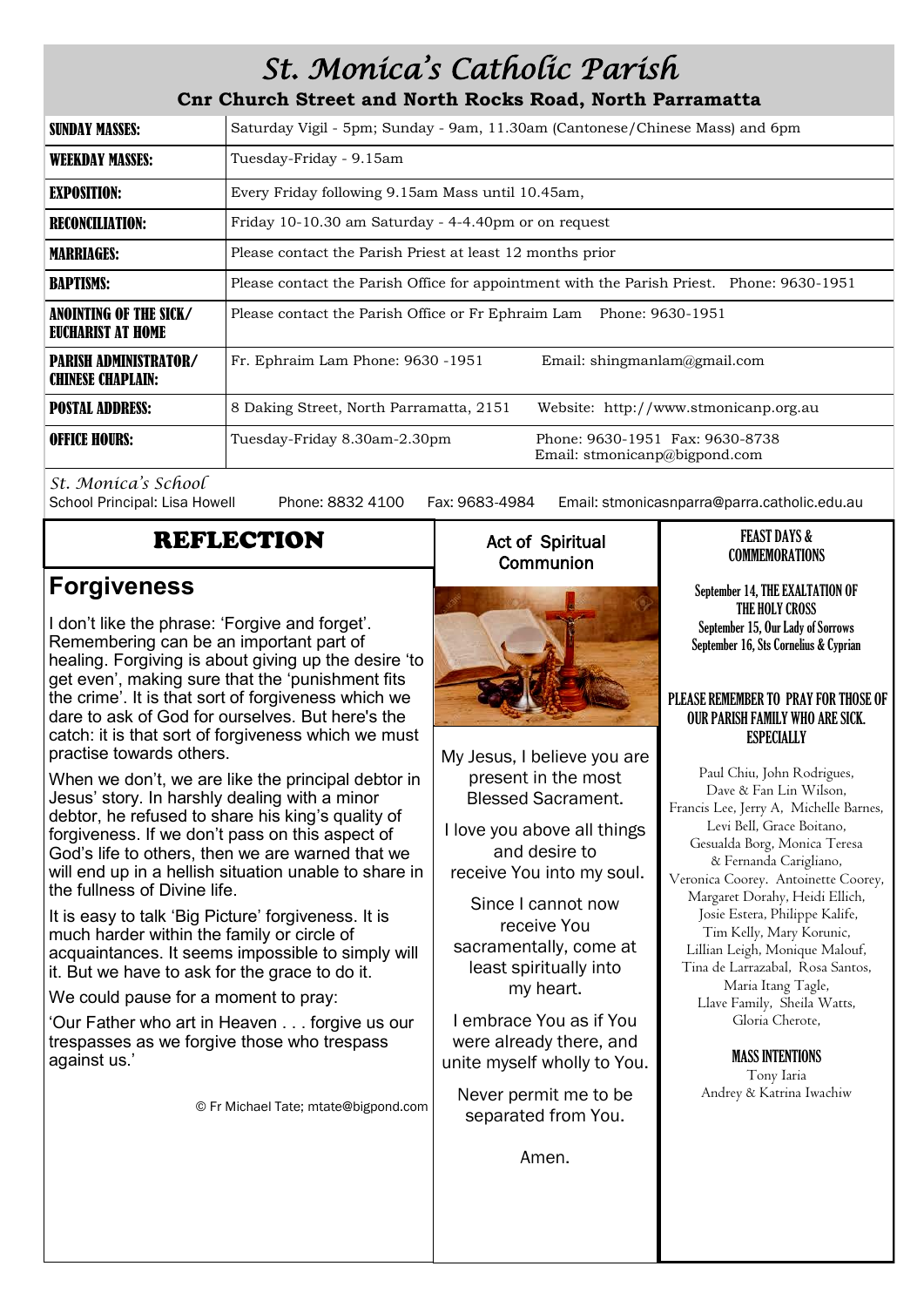// Reading-order note (not in document): the three-column layout is flattened into a single column in this order — Reflection, then Act of Spiritual Communion, then Feast Days & Commemorations. The table below holds the parish information block; the school line follows it as plain text.

# St. Monica's Catholic Parish

**Cnr Church Street and North Rocks Road, North Parramatta**

| | |
|---|---|
| **SUNDAY MASSES:** | Saturday Vigil - 5pm; Sunday - 9am, 11.30am (Cantonese/Chinese Mass) and 6pm |
| **WEEKDAY MASSES:** | Tuesday-Friday - 9.15am |
| **EXPOSITION:** | Every Friday following 9.15am Mass until 10.45am, |
| **RECONCILIATION:** | Friday 10-10.30 am Saturday - 4-4.40pm or on request |
| **MARRIAGES:** | Please contact the Parish Priest at least 12 months prior |
| **BAPTISMS:** | Please contact the Parish Office for appointment with the Parish Priest. Phone: 9630-1951 |
| **ANOINTING OF THE SICK/ EUCHARIST AT HOME** | Please contact the Parish Office or Fr Ephraim Lam Phone: 9630-1951 |
| **PARISH ADMINISTRATOR/ CHINESE CHAPLAIN:** | Fr. Ephraim Lam Phone: 9630 -1951 Email: shingmanlam@gmail.com |
| **POSTAL ADDRESS:** | 8 Daking Street, North Parramatta, 2151 Website: http://www.stmonicanp.org.au |
| **OFFICE HOURS:** | Tuesday-Friday 8.30am-2.30pm Phone: 9630-1951 Fax: 9630-8738 Email: stmonicanp@bigpond.com |

*St. Monica's School*

School Principal: Lisa Howell Phone: 8832 4100 Fax: 9683-4984 Email: stmonicasnparra@parra.catholic.edu.au

## REFLECTION

### Forgiveness

I don't like the phrase: 'Forgive and forget'. Remembering can be an important part of healing. Forgiving is about giving up the desire 'to get even', making sure that the 'punishment fits the crime'. It is that sort of forgiveness which we dare to ask of God for ourselves. But here's the catch: it is that sort of forgiveness which we must practise towards others.

When we don't, we are like the principal debtor in Jesus' story. In harshly dealing with a minor debtor, he refused to share his king's quality of forgiveness. If we don't pass on this aspect of God's life to others, then we are warned that we will end up in a hellish situation unable to share in the fullness of Divine life.

It is easy to talk 'Big Picture' forgiveness. It is much harder within the family or circle of acquaintances. It seems impossible to simply will it. But we have to ask for the grace to do it.

We could pause for a moment to pray:

'Our Father who art in Heaven . . . forgive us our trespasses as we forgive those who trespass against us.'

© Fr Michael Tate; mtate@bigpond.com

## Act of Spiritual Communion

My Jesus, I believe you are present in the most Blessed Sacrament.

I love you above all things and desire to receive You into my soul.

Since I cannot now receive You sacramentally, come at least spiritually into my heart.

I embrace You as if You were already there, and unite myself wholly to You.

Never permit me to be separated from You.

Amen.

## FEAST DAYS & COMMEMORATIONS

September 14, THE EXALTATION OF THE HOLY CROSS
September 15, Our Lady of Sorrows
September 16, Sts Cornelius & Cyprian

**PLEASE REMEMBER TO PRAY FOR THOSE OF OUR PARISH FAMILY WHO ARE SICK. ESPECIALLY**

Paul Chiu, John Rodrigues, Dave & Fan Lin Wilson, Francis Lee, Jerry A, Michelle Barnes, Levi Bell, Grace Boitano, Gesualda Borg, Monica Teresa & Fernanda Carigliano, Veronica Coorey. Antoinette Coorey, Margaret Dorahy, Heidi Ellich, Josie Estera, Philippe Kalife, Tim Kelly, Mary Korunic, Lillian Leigh, Monique Malouf, Tina de Larrazabal, Rosa Santos, Maria Itang Tagle, Llave Family, Sheila Watts, Gloria Cherote,

**MASS INTENTIONS**

Tony Iaria
Andrey & Katrina Iwachiw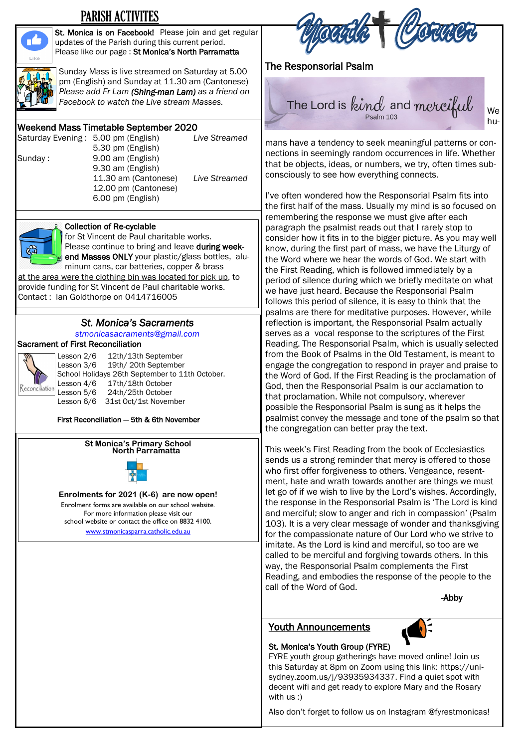# PARISH ACTIVITES

**St. Monica is on Facebook!** Please join and get regular updates of the Parish during this current period. Please like our page : **St Monica's North Parramatta**

Sunday Mass is live streamed on Saturday at 5.00 pm (English) and Sunday at 11.30 am (Cantonese) *Please add Fr Lam **(Shing-man Lam)** as a friend on Facebook to watch the Live stream Masses.*

## Weekend Mass Timetable September 2020

| | | |
|---|---|---|
| Saturday Evening : | 5.00 pm (English) | *Live Streamed* |
| | 5.30 pm (English) | |
| Sunday : | 9.00 am (English) | |
| | 9.30 am (English) | |
| | 11.30 am (Cantonese) | *Live Streamed* |
| | 12.00 pm (Cantonese) | |
| | 6.00 pm (English) | |

**Collection of Re-cyclable**
for St Vincent de Paul charitable works.
Please continue to bring and leave **during weekend Masses ONLY** your plastic/glass bottles, aluminum cans, car batteries, copper & brass at the area were the clothing bin was located for pick up, to provide funding for St Vincent de Paul charitable works.
Contact : Ian Goldthorpe on 0414716005

## *St. Monica's Sacraments*

*stmonicasacraments@gmail.com*

**Sacrament of First Reconciliation**

Lesson 2/6 12th/13th September
Lesson 3/6 19th/ 20th September
School Holidays 26th September to 11th October.
Lesson 4/6 17th/18th October
Lesson 5/6 24th/25th October
Lesson 6/6 31st Oct/1st November

**First Reconciliation — 5th & 6th November**

**St Monica's Primary School North Parramatta**

**Enrolments for 2021 (K-6) are now open!**
Enrolment forms are available on our school website.
For more information please visit our school website or contact the office on 8832 4100.
www.stmonicasparra.catholic.edu.au

# Youth Corner

## The Responsorial Psalm

The Lord is kind and merciful
Psalm 103

We humans have a tendency to seek meaningful patterns or connections in seemingly random occurrences in life. Whether that be objects, ideas, or numbers, we try, often times subconsciously to see how everything connects.

I've often wondered how the Responsorial Psalm fits into the first half of the mass. Usually my mind is so focused on remembering the response we must give after each paragraph the psalmist reads out that I rarely stop to consider how it fits in to the bigger picture. As you may well know, during the first part of mass, we have the Liturgy of the Word where we hear the words of God. We start with the First Reading, which is followed immediately by a period of silence during which we briefly meditate on what we have just heard. Because the Responsorial Psalm follows this period of silence, it is easy to think that the psalms are there for meditative purposes. However, while reflection is important, the Responsorial Psalm actually serves as a vocal response to the scriptures of the First Reading. The Responsorial Psalm, which is usually selected from the Book of Psalms in the Old Testament, is meant to engage the congregation to respond in prayer and praise to the Word of God. If the First Reading is the proclamation of God, then the Responsorial Psalm is our acclamation to that proclamation. While not compulsory, wherever possible the Responsorial Psalm is sung as it helps the psalmist convey the message and tone of the psalm so that the congregation can better pray the text.

This week's First Reading from the book of Ecclesiastics sends us a strong reminder that mercy is offered to those who first offer forgiveness to others. Vengeance, resentment, hate and wrath towards another are things we must let go of if we wish to live by the Lord's wishes. Accordingly, the response in the Responsorial Psalm is 'The Lord is kind and merciful; slow to anger and rich in compassion' (Psalm 103). It is a very clear message of wonder and thanksgiving for the compassionate nature of Our Lord who we strive to imitate. As the Lord is kind and merciful, so too are we called to be merciful and forgiving towards others. In this way, the Responsorial Psalm complements the First Reading, and embodies the response of the people to the call of the Word of God.

-Abby

## Youth Announcements

**St. Monica's Youth Group (FYRE)**
FYRE youth group gatherings have moved online! Join us this Saturday at 8pm on Zoom using this link: https://unisydney.zoom.us/j/93935934337. Find a quiet spot with decent wifi and get ready to explore Mary and the Rosary with us :)

Also don't forget to follow us on Instagram @fyrestmonicas!